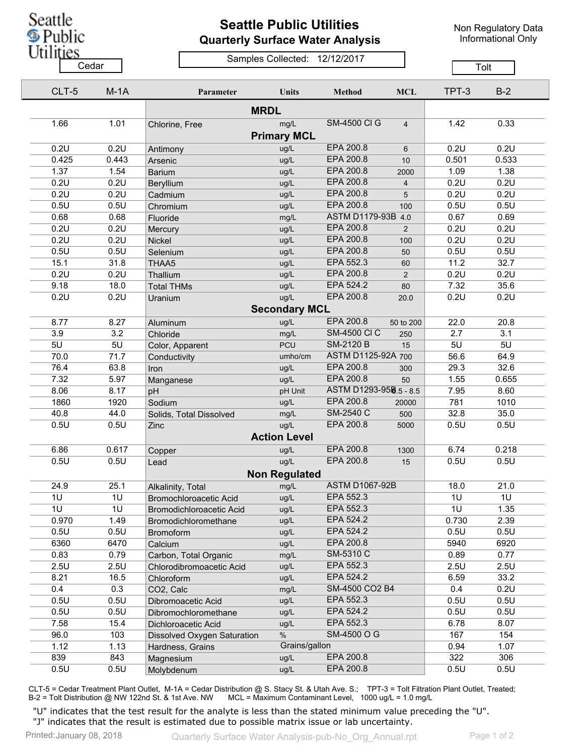# Seattle Public Utilities

## Quarterly Surface Water Analysis

Non Regulatory Data
Informational Only

Samples Collected: 12/12/2017

| Cedar | | | | | | Tolt | |
|---|---|---|---|---|---|---|---|
| **CLT-5** | **M-1A** | **Parameter** | **Units** | **Method** | **MCL** | **TPT-3** | **B-2** |
| | | **MRDL** | | | | | |
| 1.66 | 1.01 | Chlorine, Free | mg/L | SM-4500 Cl G | 4 | 1.42 | 0.33 |
| | | **Primary MCL** | | | | | |
| 0.2U | 0.2U | Antimony | ug/L | EPA 200.8 | 6 | 0.2U | 0.2U |
| 0.425 | 0.443 | Arsenic | ug/L | EPA 200.8 | 10 | 0.501 | 0.533 |
| 1.37 | 1.54 | Barium | ug/L | EPA 200.8 | 2000 | 1.09 | 1.38 |
| 0.2U | 0.2U | Beryllium | ug/L | EPA 200.8 | 4 | 0.2U | 0.2U |
| 0.2U | 0.2U | Cadmium | ug/L | EPA 200.8 | 5 | 0.2U | 0.2U |
| 0.5U | 0.5U | Chromium | ug/L | EPA 200.8 | 100 | 0.5U | 0.5U |
| 0.68 | 0.68 | Fluoride | mg/L | ASTM D1179-93B | 4.0 | 0.67 | 0.69 |
| 0.2U | 0.2U | Mercury | ug/L | EPA 200.8 | 2 | 0.2U | 0.2U |
| 0.2U | 0.2U | Nickel | ug/L | EPA 200.8 | 100 | 0.2U | 0.2U |
| 0.5U | 0.5U | Selenium | ug/L | EPA 200.8 | 50 | 0.5U | 0.5U |
| 15.1 | 31.8 | THAA5 | ug/L | EPA 552.3 | 60 | 11.2 | 32.7 |
| 0.2U | 0.2U | Thallium | ug/L | EPA 200.8 | 2 | 0.2U | 0.2U |
| 9.18 | 18.0 | Total THMs | ug/L | EPA 524.2 | 80 | 7.32 | 35.6 |
| 0.2U | 0.2U | Uranium | ug/L | EPA 200.8 | 20.0 | 0.2U | 0.2U |
| | | **Secondary MCL** | | | | | |
| 8.77 | 8.27 | Aluminum | ug/L | EPA 200.8 | 50 to 200 | 22.0 | 20.8 |
| 3.9 | 3.2 | Chloride | mg/L | SM-4500 Cl C | 250 | 2.7 | 3.1 |
| 5U | 5U | Color, Apparent | PCU | SM-2120 B | 15 | 5U | 5U |
| 70.0 | 71.7 | Conductivity | umho/cm | ASTM D1125-92A | 700 | 56.6 | 64.9 |
| 76.4 | 63.8 | Iron | ug/L | EPA 200.8 | 300 | 29.3 | 32.6 |
| 7.32 | 5.97 | Manganese | ug/L | EPA 200.8 | 50 | 1.55 | 0.655 |
| 8.06 | 8.17 | pH | pH Unit | ASTM D1293-95B | 6.5 - 8.5 | 7.95 | 8.60 |
| 1860 | 1920 | Sodium | ug/L | EPA 200.8 | 20000 | 781 | 1010 |
| 40.8 | 44.0 | Solids, Total Dissolved | mg/L | SM-2540 C | 500 | 32.8 | 35.0 |
| 0.5U | 0.5U | Zinc | ug/L | EPA 200.8 | 5000 | 0.5U | 0.5U |
| | | **Action Level** | | | | | |
| 6.86 | 0.617 | Copper | ug/L | EPA 200.8 | 1300 | 6.74 | 0.218 |
| 0.5U | 0.5U | Lead | ug/L | EPA 200.8 | 15 | 0.5U | 0.5U |
| | | **Non Regulated** | | | | | |
| 24.9 | 25.1 | Alkalinity, Total | mg/L | ASTM D1067-92B | | 18.0 | 21.0 |
| 1U | 1U | Bromochloroacetic Acid | ug/L | EPA 552.3 | | 1U | 1U |
| 1U | 1U | Bromodichloroacetic Acid | ug/L | EPA 552.3 | | 1U | 1.35 |
| 0.970 | 1.49 | Bromodichloromethane | ug/L | EPA 524.2 | | 0.730 | 2.39 |
| 0.5U | 0.5U | Bromoform | ug/L | EPA 524.2 | | 0.5U | 0.5U |
| 6360 | 6470 | Calcium | ug/L | EPA 200.8 | | 5940 | 6920 |
| 0.83 | 0.79 | Carbon, Total Organic | mg/L | SM-5310 C | | 0.89 | 0.77 |
| 2.5U | 2.5U | Chlorodibromoacetic Acid | ug/L | EPA 552.3 | | 2.5U | 2.5U |
| 8.21 | 16.5 | Chloroform | ug/L | EPA 524.2 | | 6.59 | 33.2 |
| 0.4 | 0.3 | CO2, Calc | mg/L | SM-4500 CO2 B4 | | 0.4 | 0.2U |
| 0.5U | 0.5U | Dibromoacetic Acid | ug/L | EPA 552.3 | | 0.5U | 0.5U |
| 0.5U | 0.5U | Dibromochloromethane | ug/L | EPA 524.2 | | 0.5U | 0.5U |
| 7.58 | 15.4 | Dichloroacetic Acid | ug/L | EPA 552.3 | | 6.78 | 8.07 |
| 96.0 | 103 | Dissolved Oxygen Saturation | % | SM-4500 O G | | 167 | 154 |
| 1.12 | 1.13 | Hardness, Grains | Grains/gallon | | | 0.94 | 1.07 |
| 839 | 843 | Magnesium | ug/L | EPA 200.8 | | 322 | 306 |
| 0.5U | 0.5U | Molybdenum | ug/L | EPA 200.8 | | 0.5U | 0.5U |

CLT-5 = Cedar Treatment Plant Outlet, M-1A = Cedar Distribution @ S. Stacy St. & Utah Ave. S.; TPT-3 = Tolt Filtration Plant Outlet, Treated; B-2 = Tolt Distribution @ NW 122nd St. & 1st Ave. NW MCL = Maximum Contaminant Level, 1000 ug/L = 1.0 mg/L

"U" indicates that the test result for the analyte is less than the stated minimum value preceding the "U".
"J" indicates that the result is estimated due to possible matrix issue or lab uncertainty.

Printed: January 08, 2018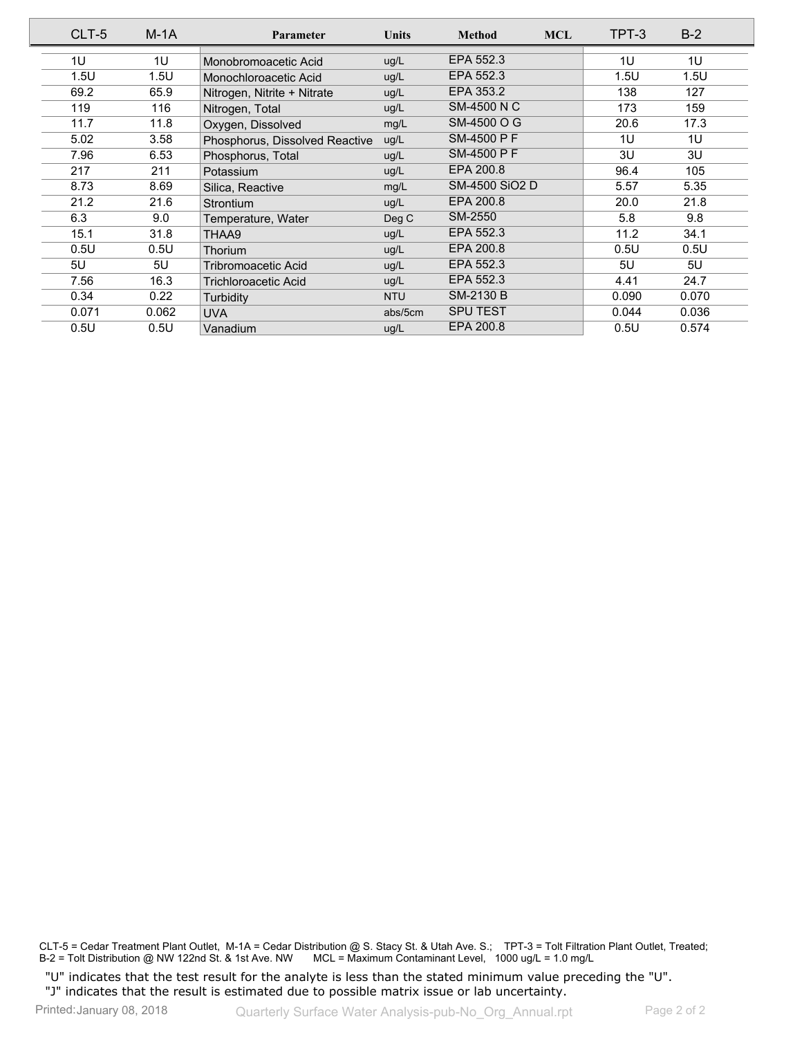| CLT-5 | M-1A | Parameter | Units | Method | MCL | TPT-3 | B-2 |
|---|---|---|---|---|---|---|---|
| 1U | 1U | Monobromoacetic Acid | ug/L | EPA 552.3 | | 1U | 1U |
| 1.5U | 1.5U | Monochloroacetic Acid | ug/L | EPA 552.3 | | 1.5U | 1.5U |
| 69.2 | 65.9 | Nitrogen, Nitrite + Nitrate | ug/L | EPA 353.2 | | 138 | 127 |
| 119 | 116 | Nitrogen, Total | ug/L | SM-4500 N C | | 173 | 159 |
| 11.7 | 11.8 | Oxygen, Dissolved | mg/L | SM-4500 O G | | 20.6 | 17.3 |
| 5.02 | 3.58 | Phosphorus, Dissolved Reactive | ug/L | SM-4500 P F | | 1U | 1U |
| 7.96 | 6.53 | Phosphorus, Total | ug/L | SM-4500 P F | | 3U | 3U |
| 217 | 211 | Potassium | ug/L | EPA 200.8 | | 96.4 | 105 |
| 8.73 | 8.69 | Silica, Reactive | mg/L | SM-4500 SiO2 D | | 5.57 | 5.35 |
| 21.2 | 21.6 | Strontium | ug/L | EPA 200.8 | | 20.0 | 21.8 |
| 6.3 | 9.0 | Temperature, Water | Deg C | SM-2550 | | 5.8 | 9.8 |
| 15.1 | 31.8 | THAA9 | ug/L | EPA 552.3 | | 11.2 | 34.1 |
| 0.5U | 0.5U | Thorium | ug/L | EPA 200.8 | | 0.5U | 0.5U |
| 5U | 5U | Tribromoacetic Acid | ug/L | EPA 552.3 | | 5U | 5U |
| 7.56 | 16.3 | Trichloroacetic Acid | ug/L | EPA 552.3 | | 4.41 | 24.7 |
| 0.34 | 0.22 | Turbidity | NTU | SM-2130 B | | 0.090 | 0.070 |
| 0.071 | 0.062 | UVA | abs/5cm | SPU TEST | | 0.044 | 0.036 |
| 0.5U | 0.5U | Vanadium | ug/L | EPA 200.8 | | 0.5U | 0.574 |

CLT-5 = Cedar Treatment Plant Outlet, M-1A = Cedar Distribution @ S. Stacy St. & Utah Ave. S.; TPT-3 = Tolt Filtration Plant Outlet, Treated; B-2 = Tolt Distribution @ NW 122nd St. & 1st Ave. NW MCL = Maximum Contaminant Level, 1000 ug/L = 1.0 mg/L

"U" indicates that the test result for the analyte is less than the stated minimum value preceding the "U".
"J" indicates that the result is estimated due to possible matrix issue or lab uncertainty.

Printed: January 08, 2018